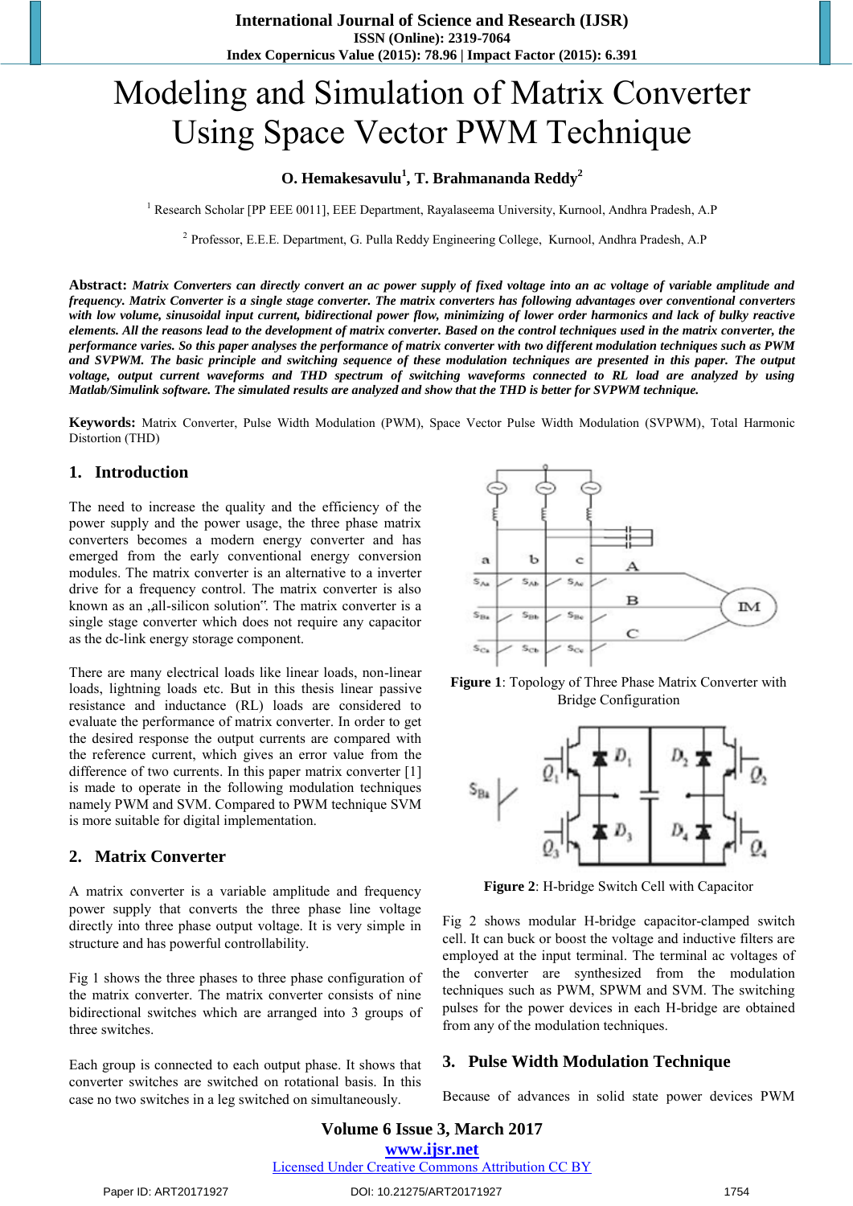# Modeling and Simulation of Matrix Converter Using Space Vector PWM Technique

**O. Hemakesavulu[1], T. Brahmananda Reddy[2]**

[1] Research Scholar [PP EEE 0011], EEE Department, Rayalaseema University, Kurnool, Andhra Pradesh, A.P

[2] Professor, E.E.E. Department, G. Pulla Reddy Engineering College, Kurnool, Andhra Pradesh, A.P

**Abstract:** ***Matrix Converters can directly convert an ac power supply of fixed voltage into an ac voltage of variable amplitude and frequency. Matrix Converter is a single stage converter. The matrix converters has following advantages over conventional converters with low volume, sinusoidal input current, bidirectional power flow, minimizing of lower order harmonics and lack of bulky reactive elements. All the reasons lead to the development of matrix converter. Based on the control techniques used in the matrix converter, the performance varies. So this paper analyses the performance of matrix converter with two different modulation techniques such as PWM and SVPWM. The basic principle and switching sequence of these modulation techniques are presented in this paper. The output voltage, output current waveforms and THD spectrum of switching waveforms connected to RL load are analyzed by using Matlab/Simulink software. The simulated results are analyzed and show that the THD is better for SVPWM technique.***

**Keywords:** Matrix Converter, Pulse Width Modulation (PWM), Space Vector Pulse Width Modulation (SVPWM), Total Harmonic Distortion (THD)

## 1. Introduction

The need to increase the quality and the efficiency of the power supply and the power usage, the three phase matrix converters becomes a modern energy converter and has emerged from the early conventional energy conversion modules. The matrix converter is an alternative to a inverter drive for a frequency control. The matrix converter is also known as an „all-silicon solution". The matrix converter is a single stage converter which does not require any capacitor as the dc-link energy storage component.

There are many electrical loads like linear loads, non-linear loads, lightning loads etc. But in this thesis linear passive resistance and inductance (RL) loads are considered to evaluate the performance of matrix converter. In order to get the desired response the output currents are compared with the reference current, which gives an error value from the difference of two currents. In this paper matrix converter [1] is made to operate in the following modulation techniques namely PWM and SVM. Compared to PWM technique SVM is more suitable for digital implementation.

## 2. Matrix Converter

A matrix converter is a variable amplitude and frequency power supply that converts the three phase line voltage directly into three phase output voltage. It is very simple in structure and has powerful controllability.

Fig 1 shows the three phases to three phase configuration of the matrix converter. The matrix converter consists of nine bidirectional switches which are arranged into 3 groups of three switches.

Each group is connected to each output phase. It shows that converter switches are switched on rotational basis. In this case no two switches in a leg switched on simultaneously.

**Figure 1**: Topology of Three Phase Matrix Converter with Bridge Configuration

**Figure 2**: H-bridge Switch Cell with Capacitor

Fig 2 shows modular H-bridge capacitor-clamped switch cell. It can buck or boost the voltage and inductive filters are employed at the input terminal. The terminal ac voltages of the converter are synthesized from the modulation techniques such as PWM, SPWM and SVM. The switching pulses for the power devices in each H-bridge are obtained from any of the modulation techniques.

## 3. Pulse Width Modulation Technique

Because of advances in solid state power devices PWM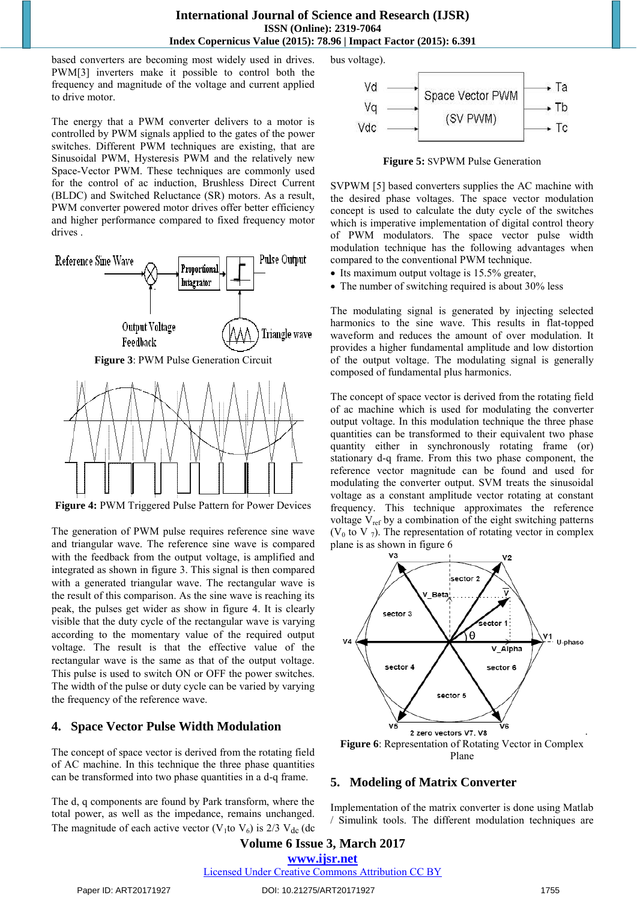based converters are becoming most widely used in drives. PWM[3] inverters make it possible to control both the frequency and magnitude of the voltage and current applied to drive motor.

The energy that a PWM converter delivers to a motor is controlled by PWM signals applied to the gates of the power switches. Different PWM techniques are existing, that are Sinusoidal PWM, Hysteresis PWM and the relatively new Space-Vector PWM. These techniques are commonly used for the control of ac induction, Brushless Direct Current (BLDC) and Switched Reluctance (SR) motors. As a result, PWM converter powered motor drives offer better efficiency and higher performance compared to fixed frequency motor drives .

**Figure 3**: PWM Pulse Generation Circuit

**Figure 4:** PWM Triggered Pulse Pattern for Power Devices

The generation of PWM pulse requires reference sine wave and triangular wave. The reference sine wave is compared with the feedback from the output voltage, is amplified and integrated as shown in figure 3. This signal is then compared with a generated triangular wave. The rectangular wave is the result of this comparison. As the sine wave is reaching its peak, the pulses get wider as show in figure 4. It is clearly visible that the duty cycle of the rectangular wave is varying according to the momentary value of the required output voltage. The result is that the effective value of the rectangular wave is the same as that of the output voltage. This pulse is used to switch ON or OFF the power switches. The width of the pulse or duty cycle can be varied by varying the frequency of the reference wave.

## 4. Space Vector Pulse Width Modulation

The concept of space vector is derived from the rotating field of AC machine. In this technique the three phase quantities can be transformed into two phase quantities in a d-q frame.

The d, q components are found by Park transform, where the total power, as well as the impedance, remains unchanged. The magnitude of each active vector ($V_1$to $V_6$) is 2/3 $V_{dc}$ (dc bus voltage).

**Figure 5:** SVPWM Pulse Generation

SVPWM [5] based converters supplies the AC machine with the desired phase voltages. The space vector modulation concept is used to calculate the duty cycle of the switches which is imperative implementation of digital control theory of PWM modulators. The space vector pulse width modulation technique has the following advantages when compared to the conventional PWM technique.

- Its maximum output voltage is 15.5% greater,
- The number of switching required is about 30% less

The modulating signal is generated by injecting selected harmonics to the sine wave. This results in flat-topped waveform and reduces the amount of over modulation. It provides a higher fundamental amplitude and low distortion of the output voltage. The modulating signal is generally composed of fundamental plus harmonics.

The concept of space vector is derived from the rotating field of ac machine which is used for modulating the converter output voltage. In this modulation technique the three phase quantities can be transformed to their equivalent two phase quantity either in synchronously rotating frame (or) stationary d-q frame. From this two phase component, the reference vector magnitude can be found and used for modulating the converter output. SVM treats the sinusoidal voltage as a constant amplitude vector rotating at constant frequency. This technique approximates the reference voltage $V_{ref}$ by a combination of the eight switching patterns ($V_0$ to $V_7$). The representation of rotating vector in complex plane is as shown in figure 6

**Figure 6**: Representation of Rotating Vector in Complex Plane

## 5. Modeling of Matrix Converter

Implementation of the matrix converter is done using Matlab / Simulink tools. The different modulation techniques are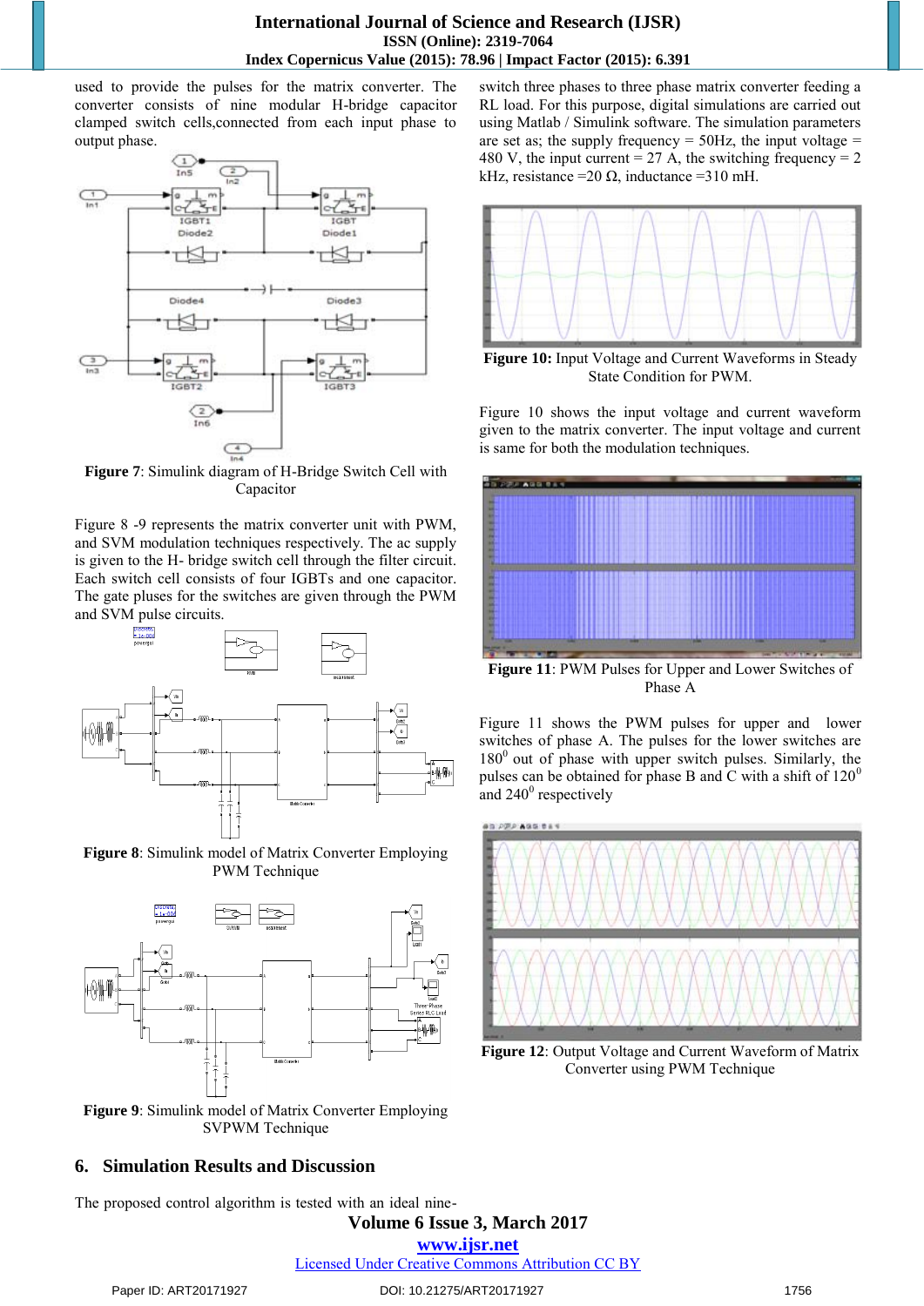used to provide the pulses for the matrix converter. The converter consists of nine modular H-bridge capacitor clamped switch cells,connected from each input phase to output phase.

**Figure 7**: Simulink diagram of H-Bridge Switch Cell with Capacitor

Figure 8 -9 represents the matrix converter unit with PWM, and SVM modulation techniques respectively. The ac supply is given to the H- bridge switch cell through the filter circuit. Each switch cell consists of four IGBTs and one capacitor. The gate pluses for the switches are given through the PWM and SVM pulse circuits.

**Figure 8**: Simulink model of Matrix Converter Employing PWM Technique

**Figure 9**: Simulink model of Matrix Converter Employing SVPWM Technique

## 6. Simulation Results and Discussion

The proposed control algorithm is tested with an ideal nine-switch three phases to three phase matrix converter feeding a RL load. For this purpose, digital simulations are carried out using Matlab / Simulink software. The simulation parameters are set as; the supply frequency = 50Hz, the input voltage = 480 V, the input current = 27 A, the switching frequency = 2 kHz, resistance =20 Ω, inductance =310 mH.

**Figure 10:** Input Voltage and Current Waveforms in Steady State Condition for PWM.

Figure 10 shows the input voltage and current waveform given to the matrix converter. The input voltage and current is same for both the modulation techniques.

**Figure 11**: PWM Pulses for Upper and Lower Switches of Phase A

Figure 11 shows the PWM pulses for upper and lower switches of phase A. The pulses for the lower switches are $180^0$ out of phase with upper switch pulses. Similarly, the pulses can be obtained for phase B and C with a shift of $120^0$ and $240^0$ respectively

**Figure 12**: Output Voltage and Current Waveform of Matrix Converter using PWM Technique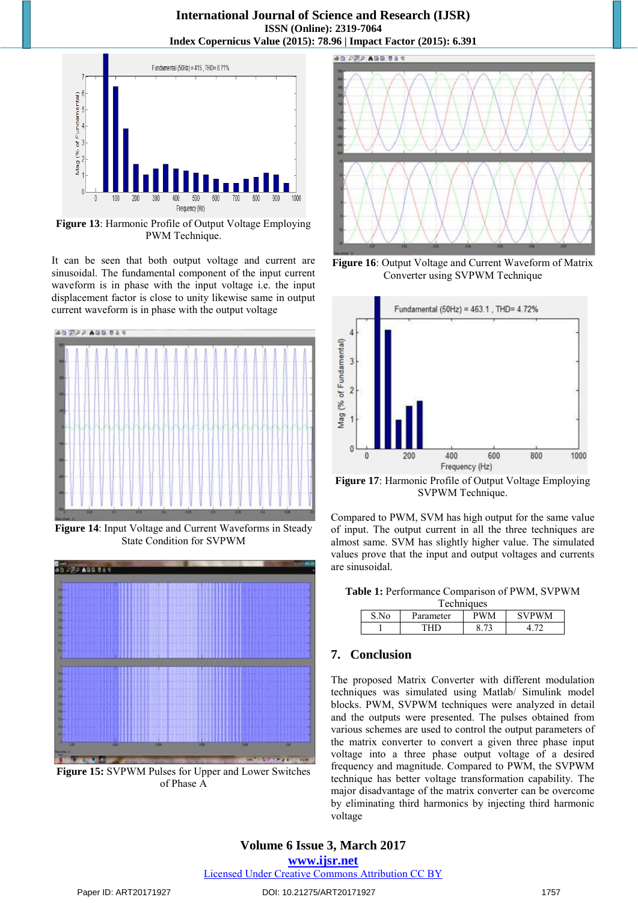Figure 13: Harmonic Profile of Output Voltage Employing PWM Technique.

It can be seen that both output voltage and current are sinusoidal. The fundamental component of the input current waveform is in phase with the input voltage i.e. the input displacement factor is close to unity likewise same in output current waveform is in phase with the output voltage

Figure 14: Input Voltage and Current Waveforms in Steady State Condition for SVPWM

Figure 15: SVPWM Pulses for Upper and Lower Switches of Phase A

Figure 16: Output Voltage and Current Waveform of Matrix Converter using SVPWM Technique

Figure 17: Harmonic Profile of Output Voltage Employing SVPWM Technique.

Compared to PWM, SVM has high output for the same value of input. The output current in all the three techniques are almost same. SVM has slightly higher value. The simulated values prove that the input and output voltages and currents are sinusoidal.

**Table 1:** Performance Comparison of PWM, SVPWM Techniques

| S.No | Parameter | PWM | SVPWM |
|---|---|---|---|
| 1 | THD | 8.73 | 4.72 |

## 7. Conclusion

The proposed Matrix Converter with different modulation techniques was simulated using Matlab/ Simulink model blocks. PWM, SVPWM techniques were analyzed in detail and the outputs were presented. The pulses obtained from various schemes are used to control the output parameters of the matrix converter to convert a given three phase input voltage into a three phase output voltage of a desired frequency and magnitude. Compared to PWM, the SVPWM technique has better voltage transformation capability. The major disadvantage of the matrix converter can be overcome by eliminating third harmonics by injecting third harmonic voltage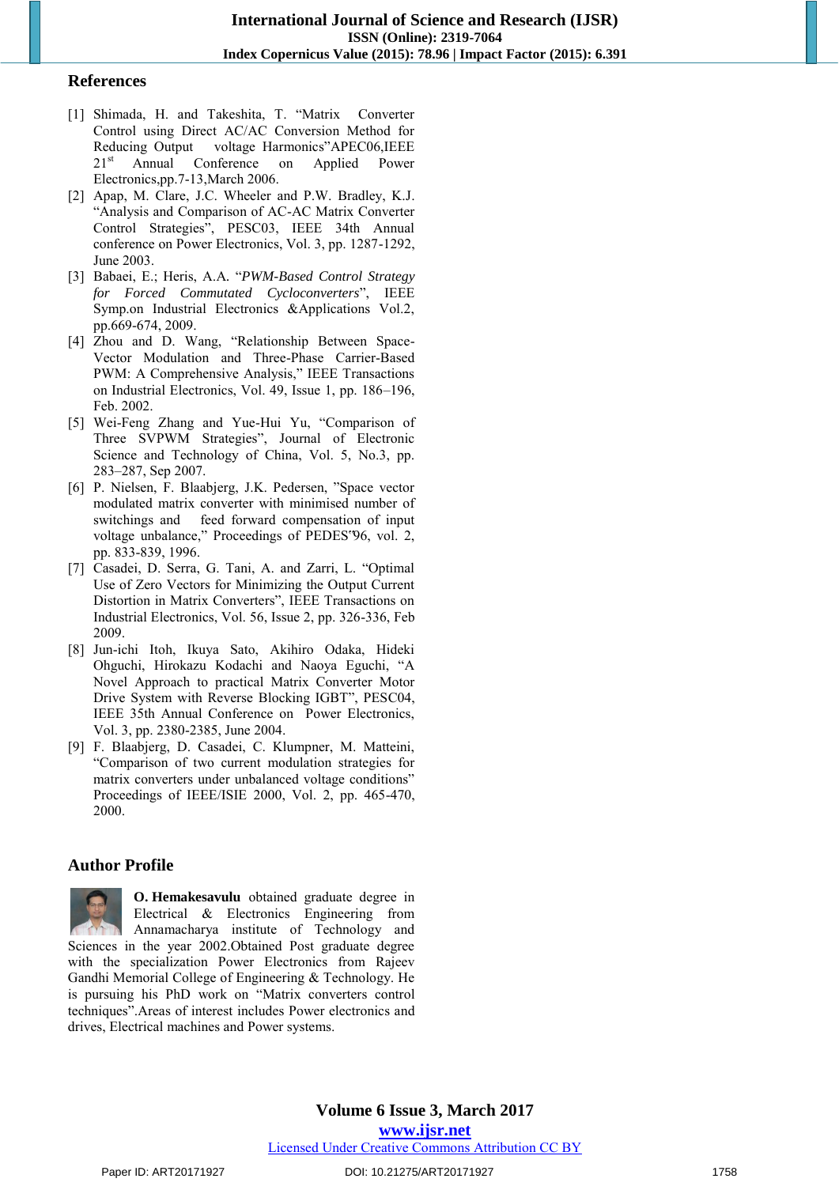## References

[1] Shimada, H. and Takeshita, T. "Matrix Converter Control using Direct AC/AC Conversion Method for Reducing Output voltage Harmonics"APEC06,IEEE 21st Annual Conference on Applied Power Electronics,pp.7-13,March 2006.

[2] Apap, M. Clare, J.C. Wheeler and P.W. Bradley, K.J. "Analysis and Comparison of AC-AC Matrix Converter Control Strategies", PESC03, IEEE 34th Annual conference on Power Electronics, Vol. 3, pp. 1287-1292, June 2003.

[3] Babaei, E.; Heris, A.A. "*PWM-Based Control Strategy for Forced Commutated Cycloconverters*", IEEE Symp.on Industrial Electronics &Applications Vol.2, pp.669-674, 2009.

[4] Zhou and D. Wang, "Relationship Between Space-Vector Modulation and Three-Phase Carrier-Based PWM: A Comprehensive Analysis," IEEE Transactions on Industrial Electronics, Vol. 49, Issue 1, pp. 186–196, Feb. 2002.

[5] Wei-Feng Zhang and Yue-Hui Yu, "Comparison of Three SVPWM Strategies", Journal of Electronic Science and Technology of China, Vol. 5, No.3, pp. 283–287, Sep 2007.

[6] P. Nielsen, F. Blaabjerg, J.K. Pedersen, "Space vector modulated matrix converter with minimised number of switchings and feed forward compensation of input voltage unbalance," Proceedings of PEDES'96, vol. 2, pp. 833-839, 1996.

[7] Casadei, D. Serra, G. Tani, A. and Zarri, L. "Optimal Use of Zero Vectors for Minimizing the Output Current Distortion in Matrix Converters", IEEE Transactions on Industrial Electronics, Vol. 56, Issue 2, pp. 326-336, Feb 2009.

[8] Jun-ichi Itoh, Ikuya Sato, Akihiro Odaka, Hideki Ohguchi, Hirokazu Kodachi and Naoya Eguchi, "A Novel Approach to practical Matrix Converter Motor Drive System with Reverse Blocking IGBT", PESC04, IEEE 35th Annual Conference on Power Electronics, Vol. 3, pp. 2380-2385, June 2004.

[9] F. Blaabjerg, D. Casadei, C. Klumpner, M. Matteini, "Comparison of two current modulation strategies for matrix converters under unbalanced voltage conditions" Proceedings of IEEE/ISIE 2000, Vol. 2, pp. 465-470, 2000.

## Author Profile

**O. Hemakesavulu** obtained graduate degree in Electrical & Electronics Engineering from Annamacharya institute of Technology and Sciences in the year 2002.Obtained Post graduate degree with the specialization Power Electronics from Rajeev Gandhi Memorial College of Engineering & Technology. He is pursuing his PhD work on "Matrix converters control techniques".Areas of interest includes Power electronics and drives, Electrical machines and Power systems.